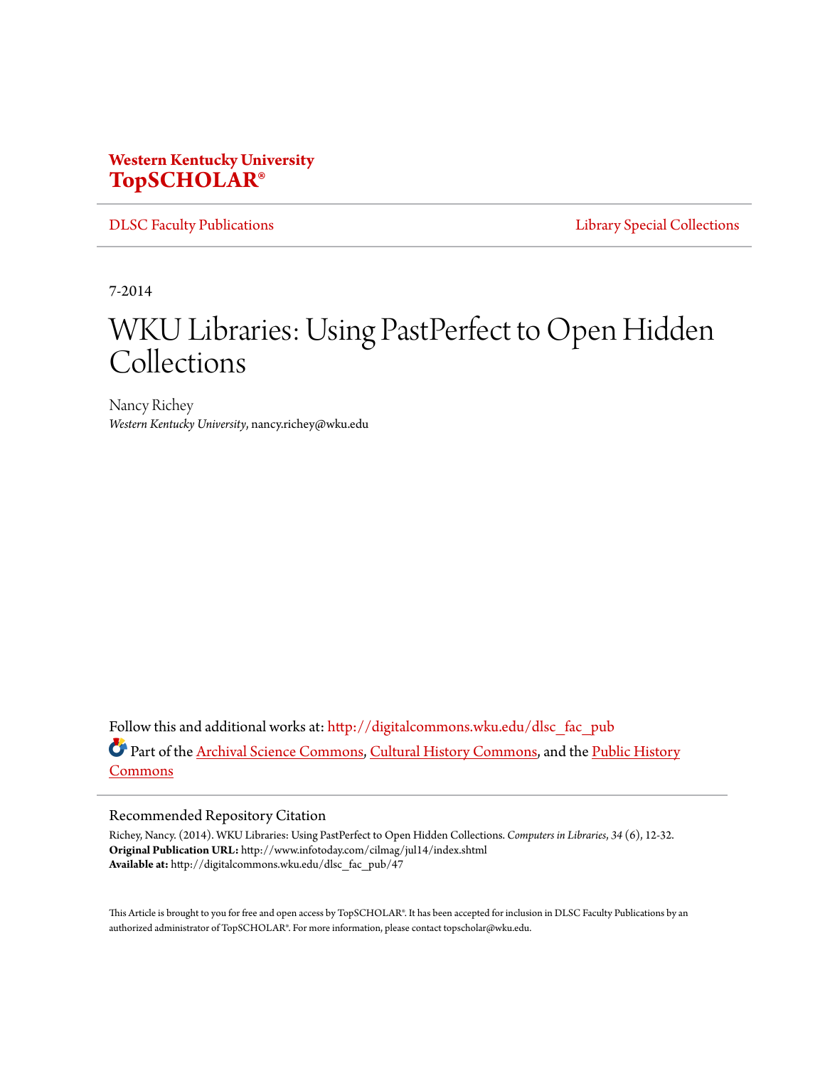**Western Kentucky University**
**TopSCHOLAR®**

DLSC Faculty Publications | Library Special Collections

7-2014

# WKU Libraries: Using PastPerfect to Open Hidden Collections

Nancy Richey
*Western Kentucky University*, nancy.richey@wku.edu

Follow this and additional works at: http://digitalcommons.wku.edu/dlsc_fac_pub

Part of the Archival Science Commons, Cultural History Commons, and the Public History Commons

## Recommended Repository Citation

Richey, Nancy. (2014). WKU Libraries: Using PastPerfect to Open Hidden Collections. *Computers in Libraries*, *34* (6), 12-32.
**Original Publication URL:** http://www.infotoday.com/cilmag/jul14/index.shtml
**Available at:** http://digitalcommons.wku.edu/dlsc_fac_pub/47

This Article is brought to you for free and open access by TopSCHOLAR®. It has been accepted for inclusion in DLSC Faculty Publications by an authorized administrator of TopSCHOLAR®. For more information, please contact topscholar@wku.edu.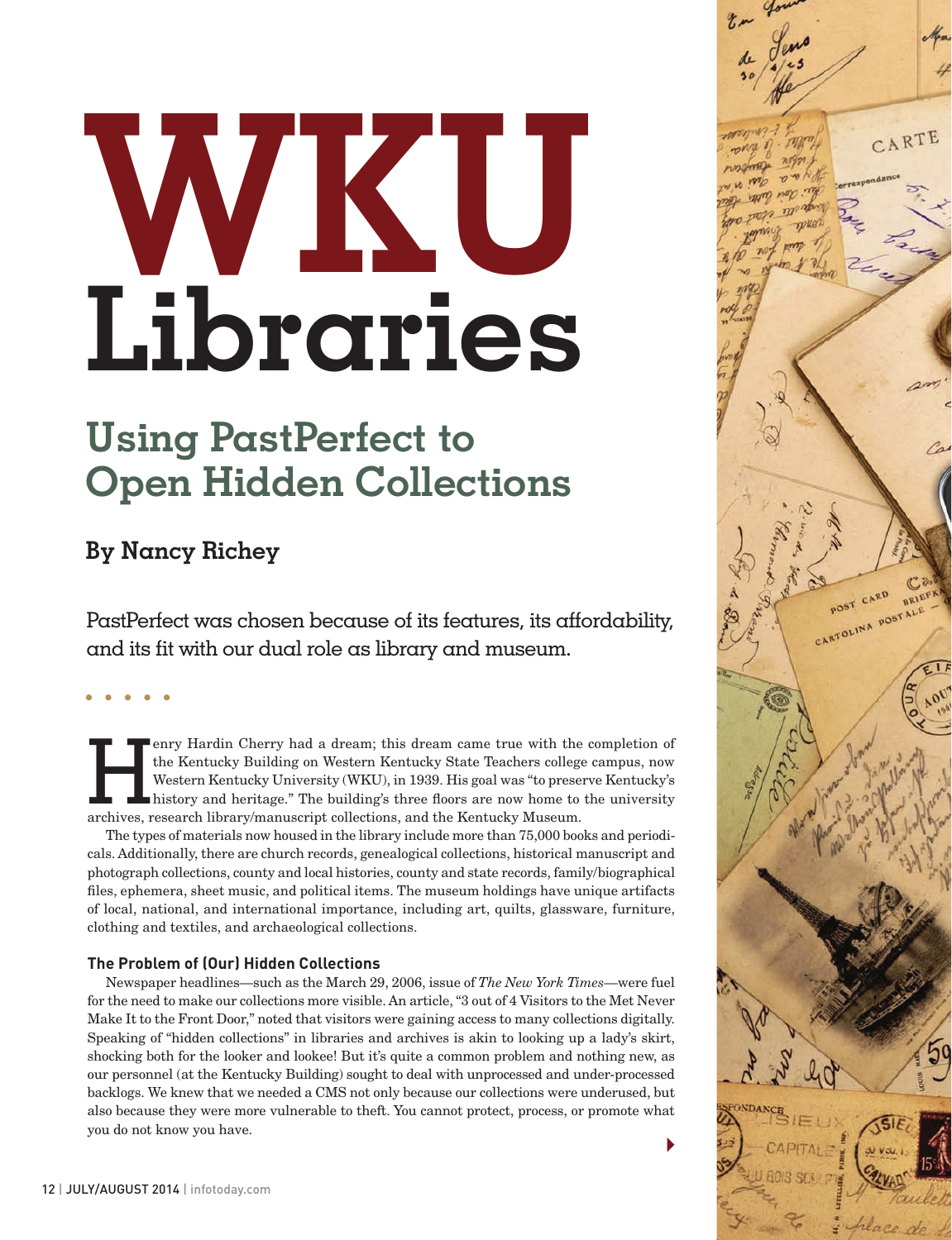# WKU Libraries

## Using PastPerfect to Open Hidden Collections

### By Nancy Richey

PastPerfect was chosen because of its features, its affordability, and its fit with our dual role as library and museum.

Henry Hardin Cherry had a dream; this dream came true with the completion of the Kentucky Building on Western Kentucky State Teachers college campus, now Western Kentucky University (WKU), in 1939. His goal was "to preserve Kentucky's history and heritage." The building's three floors are now home to the university archives, research library/manuscript collections, and the Kentucky Museum.

The types of materials now housed in the library include more than 75,000 books and periodicals. Additionally, there are church records, genealogical collections, historical manuscript and photograph collections, county and local histories, county and state records, family/biographical files, ephemera, sheet music, and political items. The museum holdings have unique artifacts of local, national, and international importance, including art, quilts, glassware, furniture, clothing and textiles, and archaeological collections.

#### The Problem of (Our) Hidden Collections

Newspaper headlines—such as the March 29, 2006, issue of *The New York Times*—were fuel for the need to make our collections more visible. An article, "3 out of 4 Visitors to the Met Never Make It to the Front Door," noted that visitors were gaining access to many collections digitally. Speaking of "hidden collections" in libraries and archives is akin to looking up a lady's skirt, shocking both for the looker and lookee! But it's quite a common problem and nothing new, as our personnel (at the Kentucky Building) sought to deal with unprocessed and under-processed backlogs. We knew that we needed a CMS not only because our collections were underused, but also because they were more vulnerable to theft. You cannot protect, process, or promote what you do not know you have.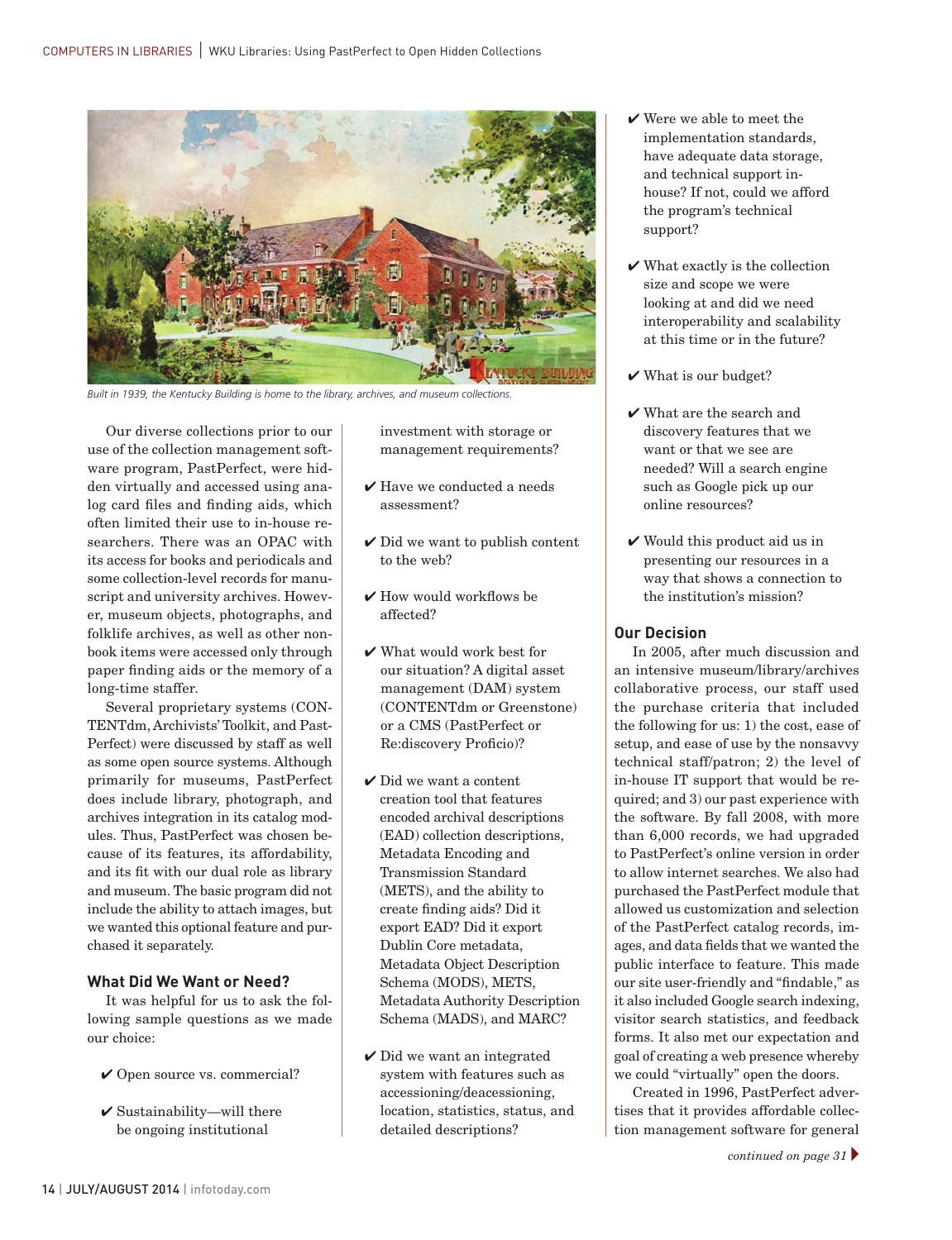Built in 1939, the Kentucky Building is home to the library, archives, and museum collections.

Our diverse collections prior to our use of the collection management software program, PastPerfect, were hidden virtually and accessed using analog card files and finding aids, which often limited their use to in-house researchers. There was an OPAC with its access for books and periodicals and some collection-level records for manuscript and university archives. However, museum objects, photographs, and folklife archives, as well as other nonbook items were accessed only through paper finding aids or the memory of a long-time staffer.

Several proprietary systems (CONTENTdm, Archivists' Toolkit, and PastPerfect) were discussed by staff as well as some open source systems. Although primarily for museums, PastPerfect does include library, photograph, and archives integration in its catalog modules. Thus, PastPerfect was chosen because of its features, its affordability, and its fit with our dual role as library and museum. The basic program did not include the ability to attach images, but we wanted this optional feature and purchased it separately.

### What Did We Want or Need?

It was helpful for us to ask the following sample questions as we made our choice:

- ✔ Open source vs. commercial?
- ✔ Sustainability—will there be ongoing institutional investment with storage or management requirements?
- ✔ Have we conducted a needs assessment?
- ✔ Did we want to publish content to the web?
- ✔ How would workflows be affected?
- ✔ What would work best for our situation? A digital asset management (DAM) system (CONTENTdm or Greenstone) or a CMS (PastPerfect or Re:discovery Proficio)?
- ✔ Did we want a content creation tool that features encoded archival descriptions (EAD) collection descriptions, Metadata Encoding and Transmission Standard (METS), and the ability to create finding aids? Did it export EAD? Did it export Dublin Core metadata, Metadata Object Description Schema (MODS), METS, Metadata Authority Description Schema (MADS), and MARC?
- ✔ Did we want an integrated system with features such as accessioning/deaccessioning, location, statistics, status, and detailed descriptions?
- ✔ Were we able to meet the implementation standards, have adequate data storage, and technical support in-house? If not, could we afford the program's technical support?
- ✔ What exactly is the collection size and scope we were looking at and did we need interoperability and scalability at this time or in the future?
- ✔ What is our budget?
- ✔ What are the search and discovery features that we want or that we see are needed? Will a search engine such as Google pick up our online resources?
- ✔ Would this product aid us in presenting our resources in a way that shows a connection to the institution's mission?

### Our Decision

In 2005, after much discussion and an intensive museum/library/archives collaborative process, our staff used the purchase criteria that included the following for us: 1) the cost, ease of setup, and ease of use by the nonsavvy technical staff/patron; 2) the level of in-house IT support that would be required; and 3) our past experience with the software. By fall 2008, with more than 6,000 records, we had upgraded to PastPerfect's online version in order to allow internet searches. We also had purchased the PastPerfect module that allowed us customization and selection of the PastPerfect catalog records, images, and data fields that we wanted the public interface to feature. This made our site user-friendly and "findable," as it also included Google search indexing, visitor search statistics, and feedback forms. It also met our expectation and goal of creating a web presence whereby we could "virtually" open the doors.

Created in 1996, PastPerfect advertises that it provides affordable collection management software for general

*continued on page 31*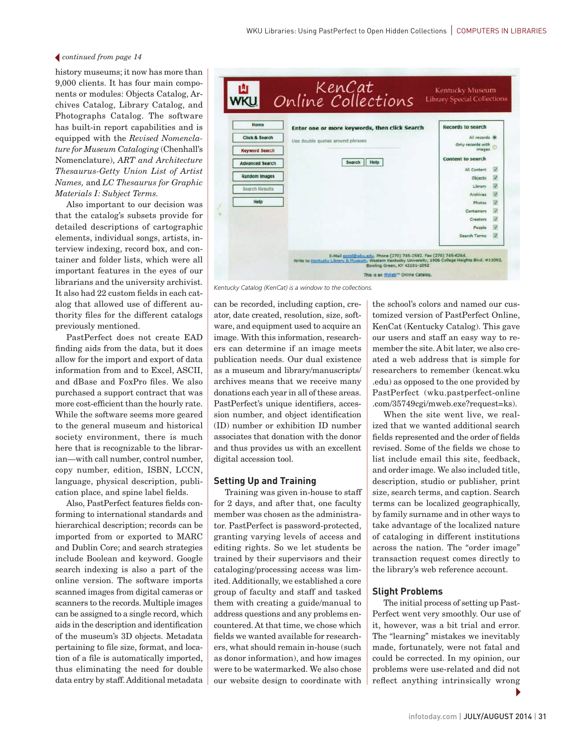*continued from page 14*

history museums; it now has more than 9,000 clients. It has four main components or modules: Objects Catalog, Archives Catalog, Library Catalog, and Photographs Catalog. The software has built-in report capabilities and is equipped with the *Revised Nomenclature for Museum Cataloging* (Chenhall's Nomenclature), *ART and Architecture Thesaurus-Getty Union List of Artist Names*, and *LC Thesaurus for Graphic Materials I: Subject Terms*.

Also important to our decision was that the catalog's subsets provide for detailed descriptions of cartographic elements, individual songs, artists, interview indexing, record box, and container and folder lists, which were all important features in the eyes of our librarians and the university archivist. It also had 22 custom fields in each catalog that allowed use of different authority files for the different catalogs previously mentioned.

PastPerfect does not create EAD finding aids from the data, but it does allow for the import and export of data information from and to Excel, ASCII, and dBase and FoxPro files. We also purchased a support contract that was more cost-efficient than the hourly rate. While the software seems more geared to the general museum and historical society environment, there is much here that is recognizable to the librarian—with call number, control number, copy number, edition, ISBN, LCCN, language, physical description, publication place, and spine label fields.

Also, PastPerfect features fields conforming to international standards and hierarchical description; records can be imported from or exported to MARC and Dublin Core; and search strategies include Boolean and keyword. Google search indexing is also a part of the online version. The software imports scanned images from digital cameras or scanners to the records. Multiple images can be assigned to a single record, which aids in the description and identification of the museum's 3D objects. Metadata pertaining to file size, format, and location of a file is automatically imported, thus eliminating the need for double data entry by staff. Additional metadata can be recorded, including caption, creator, date created, resolution, size, software, and equipment used to acquire an image. With this information, researchers can determine if an image meets publication needs. Our dual existence as a museum and library/manuscripts/archives means that we receive many donations each year in all of these areas. PastPerfect's unique identifiers, accession number, and object identification (ID) number or exhibition ID number associates that donation with the donor and thus provides us with an excellent digital accession tool.

Kentucky Catalog (KenCat) is a window to the collections.

## Setting Up and Training

Training was given in-house to staff for 2 days, and after that, one faculty member was chosen as the administrator. PastPerfect is password-protected, granting varying levels of access and editing rights. So we let students be trained by their supervisors and their cataloging/processing access was limited. Additionally, we established a core group of faculty and staff and tasked them with creating a guide/manual to address questions and any problems encountered. At that time, we chose which fields we wanted available for researchers, what should remain in-house (such as donor information), and how images were to be watermarked. We also chose our website design to coordinate with the school's colors and named our customized version of PastPerfect Online, KenCat (Kentucky Catalog). This gave our users and staff an easy way to remember the site. A bit later, we also created a web address that is simple for researchers to remember (kencat.wku.edu) as opposed to the one provided by PastPerfect (wku.pastperfect-online.com/35749cgi/mweb.exe?request=ks).

When the site went live, we realized that we wanted additional search fields represented and the order of fields revised. Some of the fields we chose to list include email this site, feedback, and order image. We also included title, description, studio or publisher, print size, search terms, and caption. Search terms can be localized geographically, by family surname and in other ways to take advantage of the localized nature of cataloging in different institutions across the nation. The "order image" transaction request comes directly to the library's web reference account.

## Slight Problems

The initial process of setting up PastPerfect went very smoothly. Our use of it, however, was a bit trial and error. The "learning" mistakes we inevitably made, fortunately, were not fatal and could be corrected. In my opinion, our problems were use-related and did not reflect anything intrinsically wrong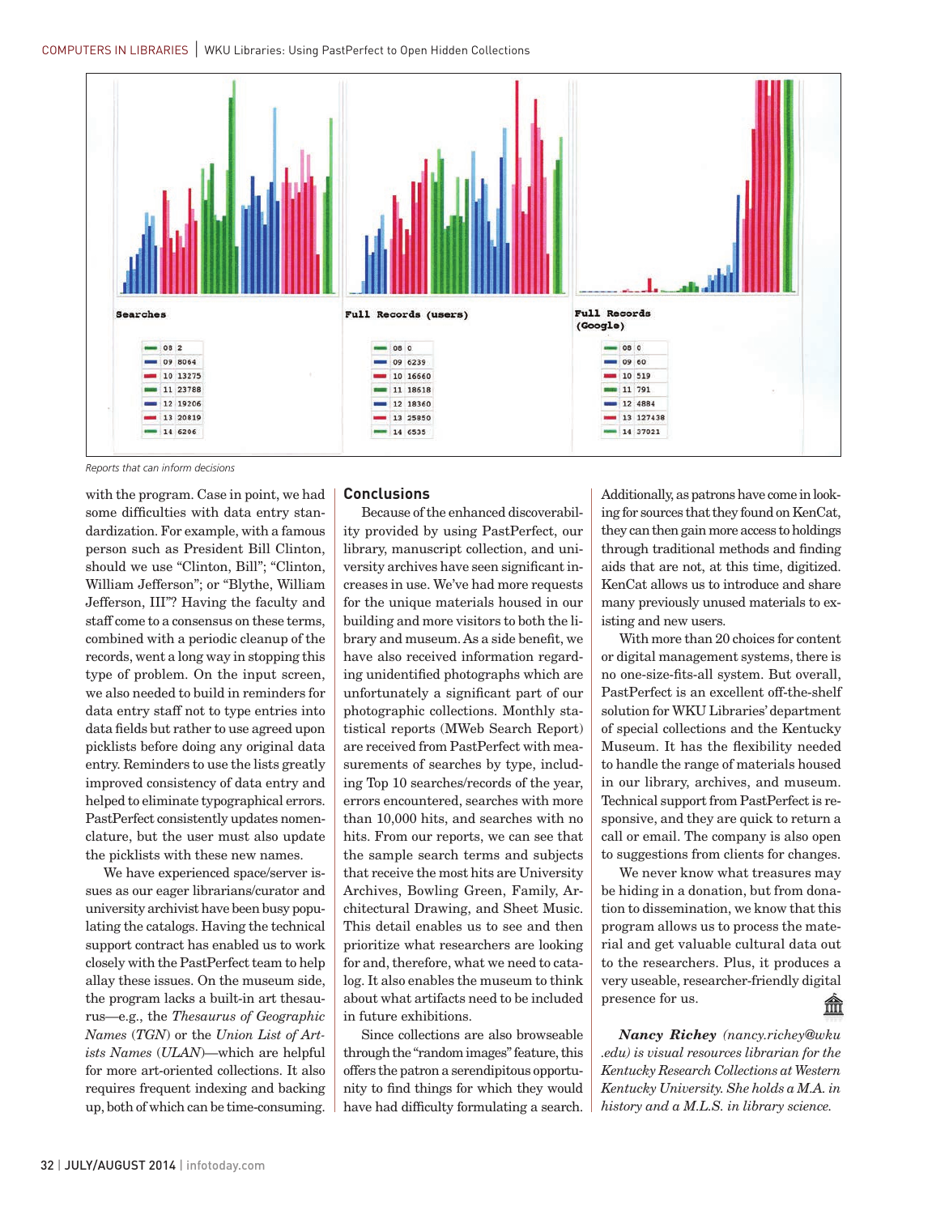Searches

08 2
09 8064
10 13275
11 23788
12 19206
13 20819
14 6206

Full Records (users)

08 0
09 6239
10 16660
11 18618
12 18360
13 25850
14 6535

Full Records (Google)

08 0
09 60
10 519
11 791
12 4884
13 127438
14 37021

*Reports that can inform decisions*

with the program. Case in point, we had some difficulties with data entry standardization. For example, with a famous person such as President Bill Clinton, should we use "Clinton, Bill"; "Clinton, William Jefferson"; or "Blythe, William Jefferson, III"? Having the faculty and staff come to a consensus on these terms, combined with a periodic cleanup of the records, went a long way in stopping this type of problem. On the input screen, we also needed to build in reminders for data entry staff not to type entries into data fields but rather to use agreed upon picklists before doing any original data entry. Reminders to use the lists greatly improved consistency of data entry and helped to eliminate typographical errors. PastPerfect consistently updates nomenclature, but the user must also update the picklists with these new names.

We have experienced space/server issues as our eager librarians/curator and university archivist have been busy populating the catalogs. Having the technical support contract has enabled us to work closely with the PastPerfect team to help allay these issues. On the museum side, the program lacks a built-in art thesaurus—e.g., the *Thesaurus of Geographic Names* (*TGN*) or the *Union List of Artists Names* (*ULAN*)—which are helpful for more art-oriented collections. It also requires frequent indexing and backing up, both of which can be time-consuming.

## Conclusions

Because of the enhanced discoverability provided by using PastPerfect, our library, manuscript collection, and university archives have seen significant increases in use. We've had more requests for the unique materials housed in our building and more visitors to both the library and museum. As a side benefit, we have also received information regarding unidentified photographs which are unfortunately a significant part of our photographic collections. Monthly statistical reports (MWeb Search Report) are received from PastPerfect with measurements of searches by type, including Top 10 searches/records of the year, errors encountered, searches with more than 10,000 hits, and searches with no hits. From our reports, we can see that the sample search terms and subjects that receive the most hits are University Archives, Bowling Green, Family, Architectural Drawing, and Sheet Music. This detail enables us to see and then prioritize what researchers are looking for and, therefore, what we need to catalog. It also enables the museum to think about what artifacts need to be included in future exhibitions.

Since collections are also browseable through the "random images" feature, this offers the patron a serendipitous opportunity to find things for which they would have had difficulty formulating a search. Additionally, as patrons have come in looking for sources that they found on KenCat, they can then gain more access to holdings through traditional methods and finding aids that are not, at this time, digitized. KenCat allows us to introduce and share many previously unused materials to existing and new users.

With more than 20 choices for content or digital management systems, there is no one-size-fits-all system. But overall, PastPerfect is an excellent off-the-shelf solution for WKU Libraries' department of special collections and the Kentucky Museum. It has the flexibility needed to handle the range of materials housed in our library, archives, and museum. Technical support from PastPerfect is responsive, and they are quick to return a call or email. The company is also open to suggestions from clients for changes.

We never know what treasures may be hiding in a donation, but from donation to dissemination, we know that this program allows us to process the material and get valuable cultural data out to the researchers. Plus, it produces a very useable, researcher-friendly digital presence for us.

***Nancy Richey*** *(nancy.richey@wku.edu) is visual resources librarian for the Kentucky Research Collections at Western Kentucky University. She holds a M.A. in history and a M.L.S. in library science.*